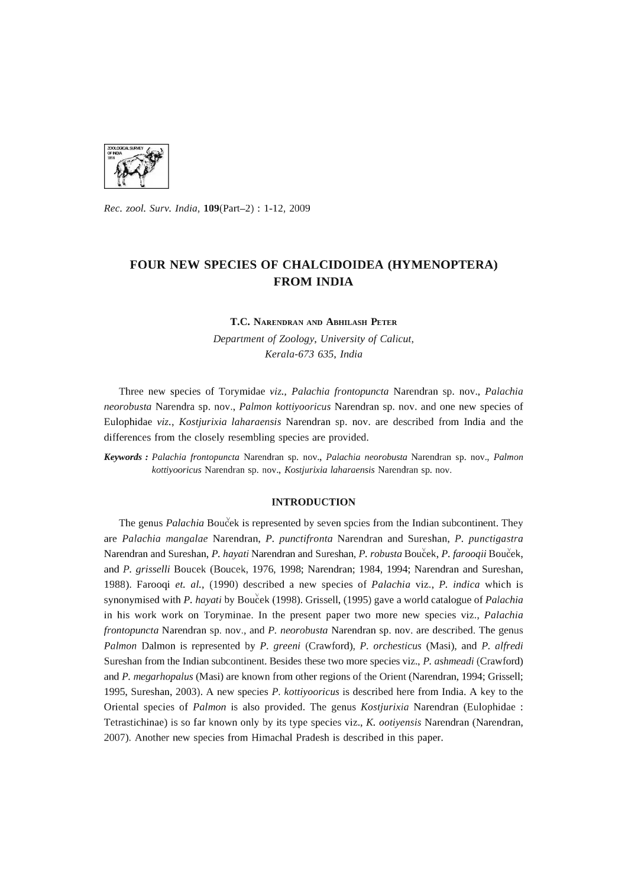*Rec. zool. Surv. India,* **109**(Part–2) : 1-12, 2009

# FOUR NEW SPECIES OF CHALCIDOIDEA (HYMENOPTERA) FROM INDIA

T.C. NARENDRAN AND ABHILASH PETER

*Department of Zoology, University of Calicut, Kerala-673 635, India*

Three new species of Torymidae *viz., Palachia frontopuncta* Narendran sp. nov., *Palachia neorobusta* Narendra sp. nov., *Palmon kottiyooricus* Narendran sp. nov. and one new species of Eulophidae *viz., Kostjurixia laharaensis* Narendran sp. nov. are described from India and the differences from the closely resembling species are provided.

***Keywords :*** *Palachia frontopuncta* Narendran sp. nov., *Palachia neorobusta* Narendran sp. nov., *Palmon kottiyooricus* Narendran sp. nov., *Kostjurixia laharaensis* Narendran sp. nov.

## INTRODUCTION

The genus *Palachia* Bouček is represented by seven spcies from the Indian subcontinent. They are *Palachia mangalae* Narendran, *P. punctifronta* Narendran and Sureshan, *P. punctigastra* Narendran and Sureshan, *P. hayati* Narendran and Sureshan, *P. robusta* Bouček, *P. farooqii* Bouček, and *P. grisselli* Boucek (Boucek, 1976, 1998; Narendran; 1984, 1994; Narendran and Sureshan, 1988). Farooqi *et. al.*, (1990) described a new species of *Palachia* viz., *P. indica* which is synonymised with *P. hayati* by Bouček (1998). Grissell, (1995) gave a world catalogue of *Palachia* in his work work on Toryminae. In the present paper two more new species viz., *Palachia frontopuncta* Narendran sp. nov., and *P. neorobusta* Narendran sp. nov. are described. The genus *Palmon* Dalmon is represented by *P. greeni* (Crawford), *P. orchesticus* (Masi), and *P. alfredi* Sureshan from the Indian subcontinent. Besides these two more species viz., *P. ashmeadi* (Crawford) and *P. megarhopalus* (Masi) are known from other regions of the Orient (Narendran, 1994; Grissel; 1995, Sureshan, 2003). A new species *P. kottiyooricus* is described here from India. A key to the Oriental species of *Palmon* is also provided. The genus *Kostjurixia* Narendran (Eulophidae : Tetrastichinae) is so far known only by its type species viz., *K. ootiyensis* Narendran (Narendran, 2007). Another new species from Himachal Pradesh is described in this paper.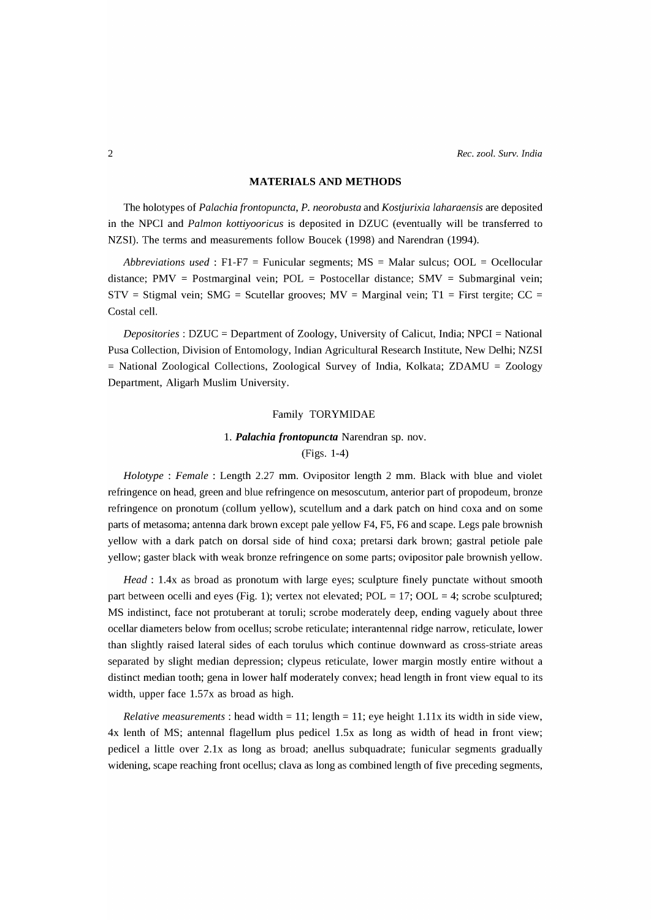## MATERIALS AND METHODS

The holotypes of *Palachia frontopuncta*, *P. neorobusta* and *Kostjurixia laharaensis* are deposited in the NPCI and *Palmon kottiyooricus* is deposited in DZUC (eventually will be transferred to NZSI). The terms and measurements follow Boucek (1998) and Narendran (1994).

*Abbreviations used* : F1-F7 = Funicular segments; MS = Malar sulcus; OOL = Ocellocular distance; PMV = Postmarginal vein; POL = Postocellar distance; SMV = Submarginal vein; STV = Stigmal vein; SMG = Scutellar grooves; MV = Marginal vein; T1 = First tergite; CC = Costal cell.

*Depositories* : DZUC = Department of Zoology, University of Calicut, India; NPCI = National Pusa Collection, Division of Entomology, Indian Agricultural Research Institute, New Delhi; NZSI = National Zoological Collections, Zoological Survey of India, Kolkata; ZDAMU = Zoology Department, Aligarh Muslim University.

### Family TORYMIDAE

### 1. ***Palachia frontopuncta*** Narendran sp. nov.

(Figs. 1-4)

*Holotype* : *Female* : Length 2.27 mm. Ovipositor length 2 mm. Black with blue and violet refringence on head, green and blue refringence on mesoscutum, anterior part of propodeum, bronze refringence on pronotum (collum yellow), scutellum and a dark patch on hind coxa and on some parts of metasoma; antenna dark brown except pale yellow F4, F5, F6 and scape. Legs pale brownish yellow with a dark patch on dorsal side of hind coxa; pretarsi dark brown; gastral petiole pale yellow; gaster black with weak bronze refringence on some parts; ovipositor pale brownish yellow.

*Head* : 1.4x as broad as pronotum with large eyes; sculpture finely punctate without smooth part between ocelli and eyes (Fig. 1); vertex not elevated; POL = 17; OOL = 4; scrobe sculptured; MS indistinct, face not protuberant at toruli; scrobe moderately deep, ending vaguely about three ocellar diameters below from ocellus; scrobe reticulate; interantennal ridge narrow, reticulate, lower than slightly raised lateral sides of each torulus which continue downward as cross-striate areas separated by slight median depression; clypeus reticulate, lower margin mostly entire without a distinct median tooth; gena in lower half moderately convex; head length in front view equal to its width, upper face 1.57x as broad as high.

*Relative measurements* : head width = 11; length = 11; eye height 1.11x its width in side view, 4x lenth of MS; antennal flagellum plus pedicel 1.5x as long as width of head in front view; pedicel a little over 2.1x as long as broad; anellus subquadrate; funicular segments gradually widening, scape reaching front ocellus; clava as long as combined length of five preceding segments,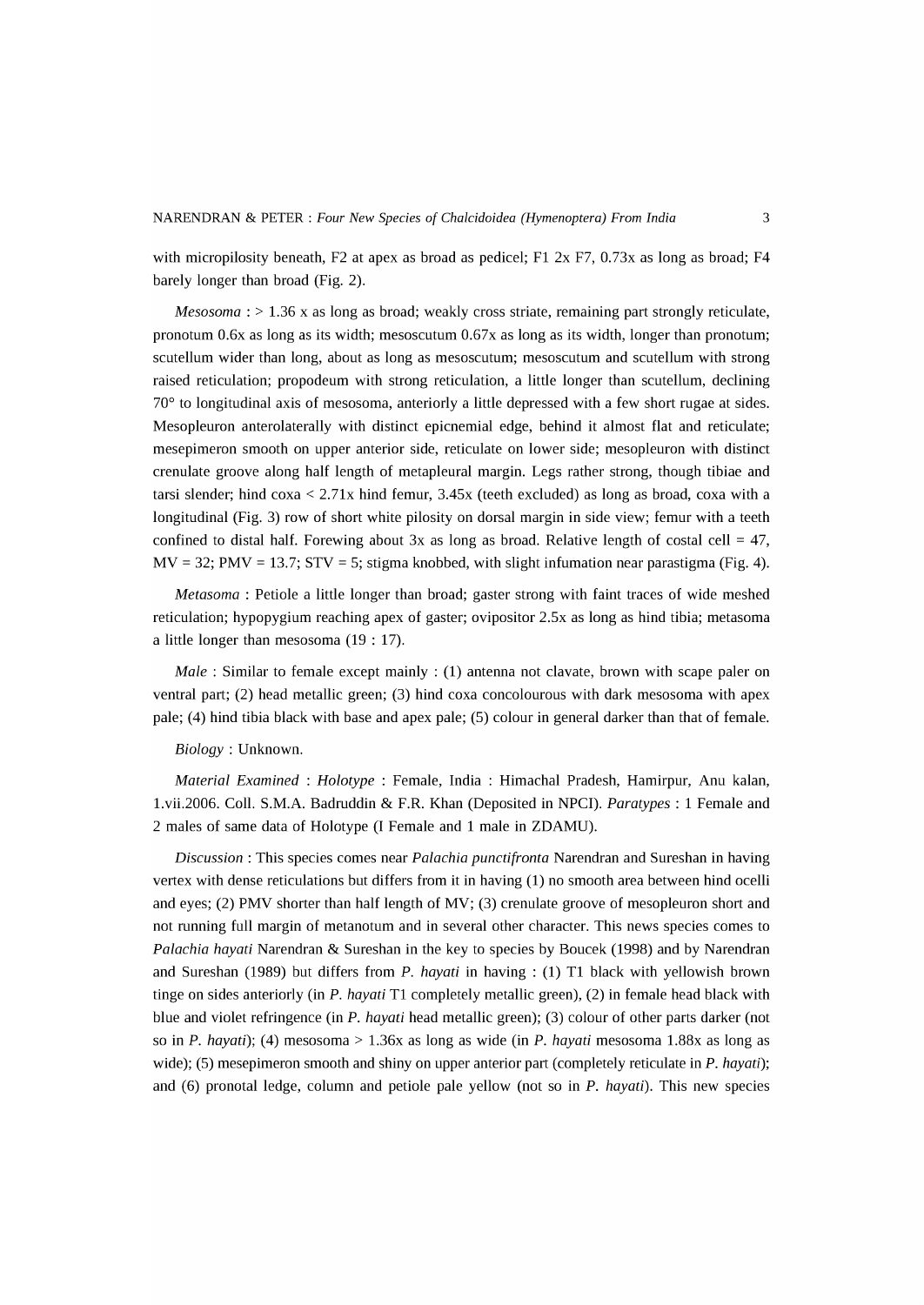with micropilosity beneath, F2 at apex as broad as pedicel; F1 2x F7, 0.73x as long as broad; F4 barely longer than broad (Fig. 2).

*Mesosoma* : > 1.36 x as long as broad; weakly cross striate, remaining part strongly reticulate, pronotum 0.6x as long as its width; mesoscutum 0.67x as long as its width, longer than pronotum; scutellum wider than long, about as long as mesoscutum; mesoscutum and scutellum with strong raised reticulation; propodeum with strong reticulation, a little longer than scutellum, declining 70° to longitudinal axis of mesosoma, anteriorly a little depressed with a few short rugae at sides. Mesopleuron anterolaterally with distinct epicnemial edge, behind it almost flat and reticulate; mesepimeron smooth on upper anterior side, reticulate on lower side; mesopleuron with distinct crenulate groove along half length of metapleural margin. Legs rather strong, though tibiae and tarsi slender; hind coxa < 2.71x hind femur, 3.45x (teeth excluded) as long as broad, coxa with a longitudinal (Fig. 3) row of short white pilosity on dorsal margin in side view; femur with a teeth confined to distal half. Forewing about 3x as long as broad. Relative length of costal cell = 47, MV = 32; PMV = 13.7; STV = 5; stigma knobbed, with slight infumation near parastigma (Fig. 4).

*Metasoma* : Petiole a little longer than broad; gaster strong with faint traces of wide meshed reticulation; hypopygium reaching apex of gaster; ovipositor 2.5x as long as hind tibia; metasoma a little longer than mesosoma (19 : 17).

*Male* : Similar to female except mainly : (1) antenna not clavate, brown with scape paler on ventral part; (2) head metallic green; (3) hind coxa concolourous with dark mesosoma with apex pale; (4) hind tibia black with base and apex pale; (5) colour in general darker than that of female.

*Biology* : Unknown.

*Material Examined* : *Holotype* : Female, India : Himachal Pradesh, Hamirpur, Anu kalan, 1.vii.2006. Coll. S.M.A. Badruddin & F.R. Khan (Deposited in NPCI). *Paratypes* : 1 Female and 2 males of same data of Holotype (I Female and 1 male in ZDAMU).

*Discussion* : This species comes near *Palachia punctifronta* Narendran and Sureshan in having vertex with dense reticulations but differs from it in having (1) no smooth area between hind ocelli and eyes; (2) PMV shorter than half length of MV; (3) crenulate groove of mesopleuron short and not running full margin of metanotum and in several other character. This news species comes to *Palachia hayati* Narendran & Sureshan in the key to species by Boucek (1998) and by Narendran and Sureshan (1989) but differs from *P. hayati* in having : (1) T1 black with yellowish brown tinge on sides anteriorly (in *P. hayati* T1 completely metallic green), (2) in female head black with blue and violet refringence (in *P. hayati* head metallic green); (3) colour of other parts darker (not so in *P. hayati*); (4) mesosoma > 1.36x as long as wide (in *P. hayati* mesosoma 1.88x as long as wide); (5) mesepimeron smooth and shiny on upper anterior part (completely reticulate in *P. hayati*); and (6) pronotal ledge, column and petiole pale yellow (not so in *P. hayati*). This new species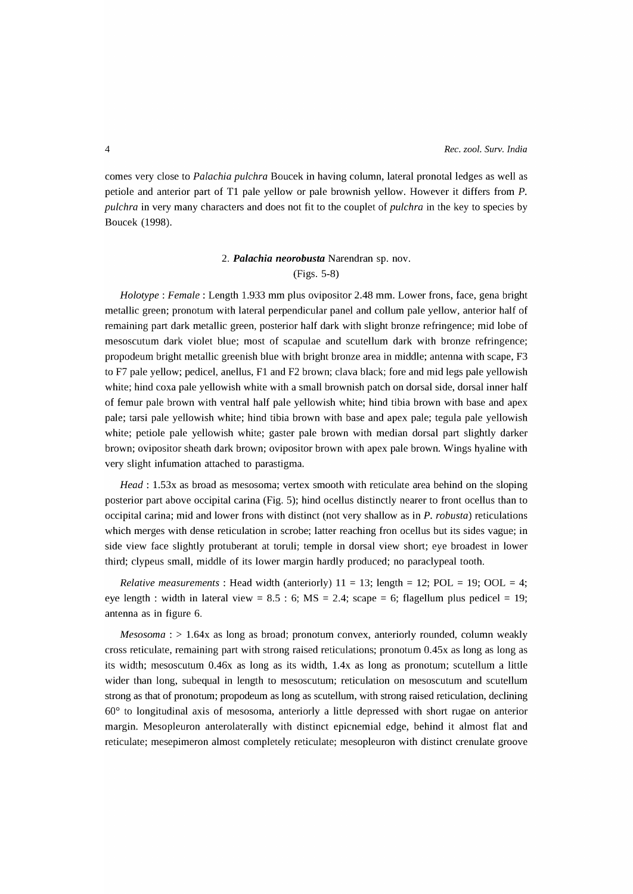comes very close to *Palachia pulchra* Boucek in having column, lateral pronotal ledges as well as petiole and anterior part of T1 pale yellow or pale brownish yellow. However it differs from *P. pulchra* in very many characters and does not fit to the couplet of *pulchra* in the key to species by Boucek (1998).

## 2. *Palachia neorobusta* Narendran sp. nov.

(Figs. 5-8)

*Holotype* : *Female* : Length 1.933 mm plus ovipositor 2.48 mm. Lower frons, face, gena bright metallic green; pronotum with lateral perpendicular panel and collum pale yellow, anterior half of remaining part dark metallic green, posterior half dark with slight bronze refringence; mid lobe of mesoscutum dark violet blue; most of scapulae and scutellum dark with bronze refringence; propodeum bright metallic greenish blue with bright bronze area in middle; antenna with scape, F3 to F7 pale yellow; pedicel, anellus, F1 and F2 brown; clava black; fore and mid legs pale yellowish white; hind coxa pale yellowish white with a small brownish patch on dorsal side, dorsal inner half of femur pale brown with ventral half pale yellowish white; hind tibia brown with base and apex pale; tarsi pale yellowish white; hind tibia brown with base and apex pale; tegula pale yellowish white; petiole pale yellowish white; gaster pale brown with median dorsal part slightly darker brown; ovipositor sheath dark brown; ovipositor brown with apex pale brown. Wings hyaline with very slight infumation attached to parastigma.

*Head* : 1.53x as broad as mesosoma; vertex smooth with reticulate area behind on the sloping posterior part above occipital carina (Fig. 5); hind ocellus distinctly nearer to front ocellus than to occipital carina; mid and lower frons with distinct (not very shallow as in *P. robusta*) reticulations which merges with dense reticulation in scrobe; latter reaching fron ocellus but its sides vague; in side view face slightly protuberant at toruli; temple in dorsal view short; eye broadest in lower third; clypeus small, middle of its lower margin hardly produced; no paraclypeal tooth.

*Relative measurements* : Head width (anteriorly) 11 = 13; length = 12; POL = 19; OOL = 4; eye length : width in lateral view = 8.5 : 6; MS = 2.4; scape = 6; flagellum plus pedicel = 19; antenna as in figure 6.

*Mesosoma* : > 1.64x as long as broad; pronotum convex, anteriorly rounded, column weakly cross reticulate, remaining part with strong raised reticulations; pronotum 0.45x as long as long as its width; mesoscutum 0.46x as long as its width, 1.4x as long as pronotum; scutellum a little wider than long, subequal in length to mesoscutum; reticulation on mesoscutum and scutellum strong as that of pronotum; propodeum as long as scutellum, with strong raised reticulation, declining 60° to longitudinal axis of mesosoma, anteriorly a little depressed with short rugae on anterior margin. Mesopleuron anterolaterally with distinct epicnemial edge, behind it almost flat and reticulate; mesepimeron almost completely reticulate; mesopleuron with distinct crenulate groove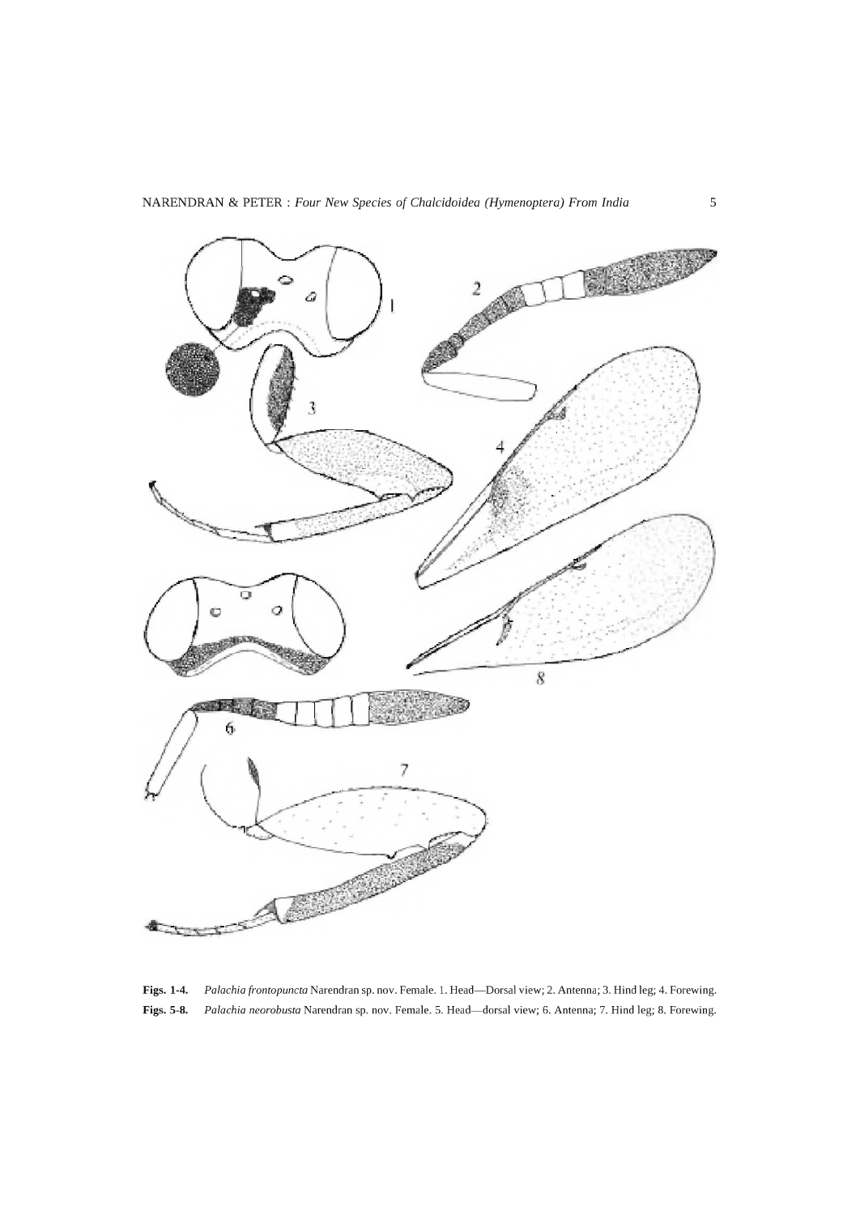**Figs. 1-4.** *Palachia frontopuncta* Narendran sp. nov. Female. 1. Head—Dorsal view; 2. Antenna; 3. Hind leg; 4. Forewing.

**Figs. 5-8.** *Palachia neorobusta* Narendran sp. nov. Female. 5. Head—dorsal view; 6. Antenna; 7. Hind leg; 8. Forewing.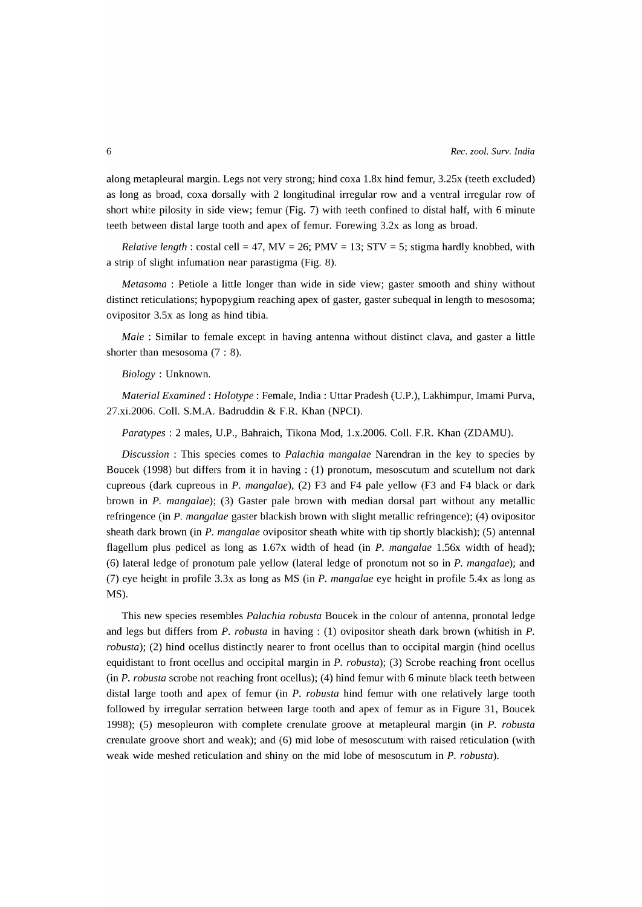along metapleural margin. Legs not very strong; hind coxa 1.8x hind femur, 3.25x (teeth excluded) as long as broad, coxa dorsally with 2 longitudinal irregular row and a ventral irregular row of short white pilosity in side view; femur (Fig. 7) with teeth confined to distal half, with 6 minute teeth between distal large tooth and apex of femur. Forewing 3.2x as long as broad.

*Relative length* : costal cell = 47, MV = 26; PMV = 13; STV = 5; stigma hardly knobbed, with a strip of slight infumation near parastigma (Fig. 8).

*Metasoma* : Petiole a little longer than wide in side view; gaster smooth and shiny without distinct reticulations; hypopygium reaching apex of gaster, gaster subequal in length to mesosoma; ovipositor 3.5x as long as hind tibia.

*Male* : Similar to female except in having antenna without distinct clava, and gaster a little shorter than mesosoma (7 : 8).

*Biology* : Unknown.

*Material Examined* : *Holotype* : Female, India : Uttar Pradesh (U.P.), Lakhimpur, Imami Purva, 27.xi.2006. Coll. S.M.A. Badruddin & F.R. Khan (NPCI).

*Paratypes* : 2 males, U.P., Bahraich, Tikona Mod, 1.x.2006. Coll. F.R. Khan (ZDAMU).

*Discussion* : This species comes to *Palachia mangalae* Narendran in the key to species by Boucek (1998) but differs from it in having : (1) pronotum, mesoscutum and scutellum not dark cupreous (dark cupreous in *P. mangalae*), (2) F3 and F4 pale yellow (F3 and F4 black or dark brown in *P. mangalae*); (3) Gaster pale brown with median dorsal part without any metallic refringence (in *P. mangalae* gaster blackish brown with slight metallic refringence); (4) ovipositor sheath dark brown (in *P. mangalae* ovipositor sheath white with tip shortly blackish); (5) antennal flagellum plus pedicel as long as 1.67x width of head (in *P. mangalae* 1.56x width of head); (6) lateral ledge of pronotum pale yellow (lateral ledge of pronotum not so in *P. mangalae*); and (7) eye height in profile 3.3x as long as MS (in *P. mangalae* eye height in profile 5.4x as long as MS).

This new species resembles *Palachia robusta* Boucek in the colour of antenna, pronotal ledge and legs but differs from *P. robusta* in having : (1) ovipositor sheath dark brown (whitish in *P. robusta*); (2) hind ocellus distinctly nearer to front ocellus than to occipital margin (hind ocellus equidistant to front ocellus and occipital margin in *P. robusta*); (3) Scrobe reaching front ocellus (in *P. robusta* scrobe not reaching front ocellus); (4) hind femur with 6 minute black teeth between distal large tooth and apex of femur (in *P. robusta* hind femur with one relatively large tooth followed by irregular serration between large tooth and apex of femur as in Figure 31, Boucek 1998); (5) mesopleuron with complete crenulate groove at metapleural margin (in *P. robusta* crenulate groove short and weak); and (6) mid lobe of mesoscutum with raised reticulation (with weak wide meshed reticulation and shiny on the mid lobe of mesoscutum in *P. robusta*).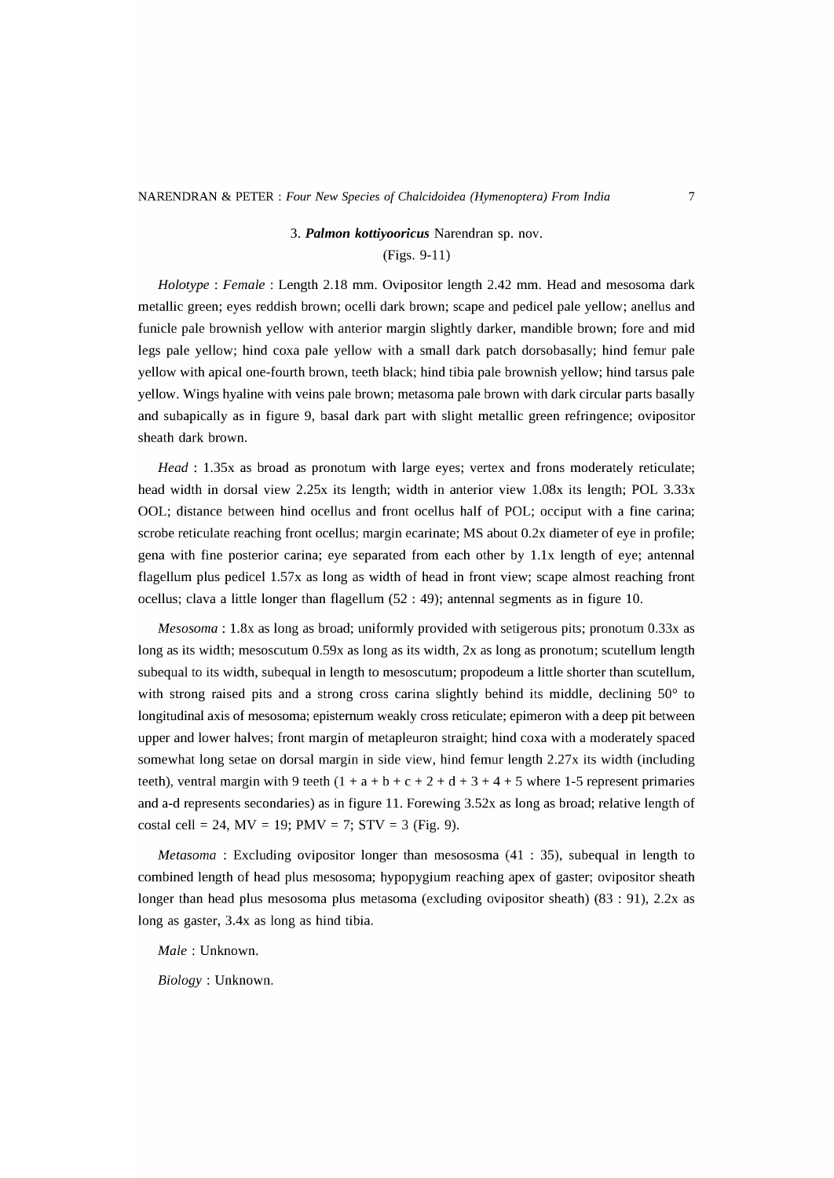### 3. ***Palmon kottiyooricus*** Narendran sp. nov.

(Figs. 9-11)

*Holotype* : *Female* : Length 2.18 mm. Ovipositor length 2.42 mm. Head and mesosoma dark metallic green; eyes reddish brown; ocelli dark brown; scape and pedicel pale yellow; anellus and funicle pale brownish yellow with anterior margin slightly darker, mandible brown; fore and mid legs pale yellow; hind coxa pale yellow with a small dark patch dorsobasally; hind femur pale yellow with apical one-fourth brown, teeth black; hind tibia pale brownish yellow; hind tarsus pale yellow. Wings hyaline with veins pale brown; metasoma pale brown with dark circular parts basally and subapically as in figure 9, basal dark part with slight metallic green refringence; ovipositor sheath dark brown.

*Head* : 1.35x as broad as pronotum with large eyes; vertex and frons moderately reticulate; head width in dorsal view 2.25x its length; width in anterior view 1.08x its length; POL 3.33x OOL; distance between hind ocellus and front ocellus half of POL; occiput with a fine carina; scrobe reticulate reaching front ocellus; margin ecarinate; MS about 0.2x diameter of eye in profile; gena with fine posterior carina; eye separated from each other by 1.1x length of eye; antennal flagellum plus pedicel 1.57x as long as width of head in front view; scape almost reaching front ocellus; clava a little longer than flagellum (52 : 49); antennal segments as in figure 10.

*Mesosoma* : 1.8x as long as broad; uniformly provided with setigerous pits; pronotum 0.33x as long as its width; mesoscutum 0.59x as long as its width, 2x as long as pronotum; scutellum length subequal to its width, subequal in length to mesoscutum; propodeum a little shorter than scutellum, with strong raised pits and a strong cross carina slightly behind its middle, declining 50° to longitudinal axis of mesosoma; episternum weakly cross reticulate; epimeron with a deep pit between upper and lower halves; front margin of metapleuron straight; hind coxa with a moderately spaced somewhat long setae on dorsal margin in side view, hind femur length 2.27x its width (including teeth), ventral margin with 9 teeth (1 + a + b + c + 2 + d + 3 + 4 + 5 where 1-5 represent primaries and a-d represents secondaries) as in figure 11. Forewing 3.52x as long as broad; relative length of costal cell = 24, MV = 19; PMV = 7; STV = 3 (Fig. 9).

*Metasoma* : Excluding ovipositor longer than mesososma (41 : 35), subequal in length to combined length of head plus mesosoma; hypopygium reaching apex of gaster; ovipositor sheath longer than head plus mesosoma plus metasoma (excluding ovipositor sheath) (83 : 91), 2.2x as long as gaster, 3.4x as long as hind tibia.

*Male* : Unknown.

*Biology* : Unknown.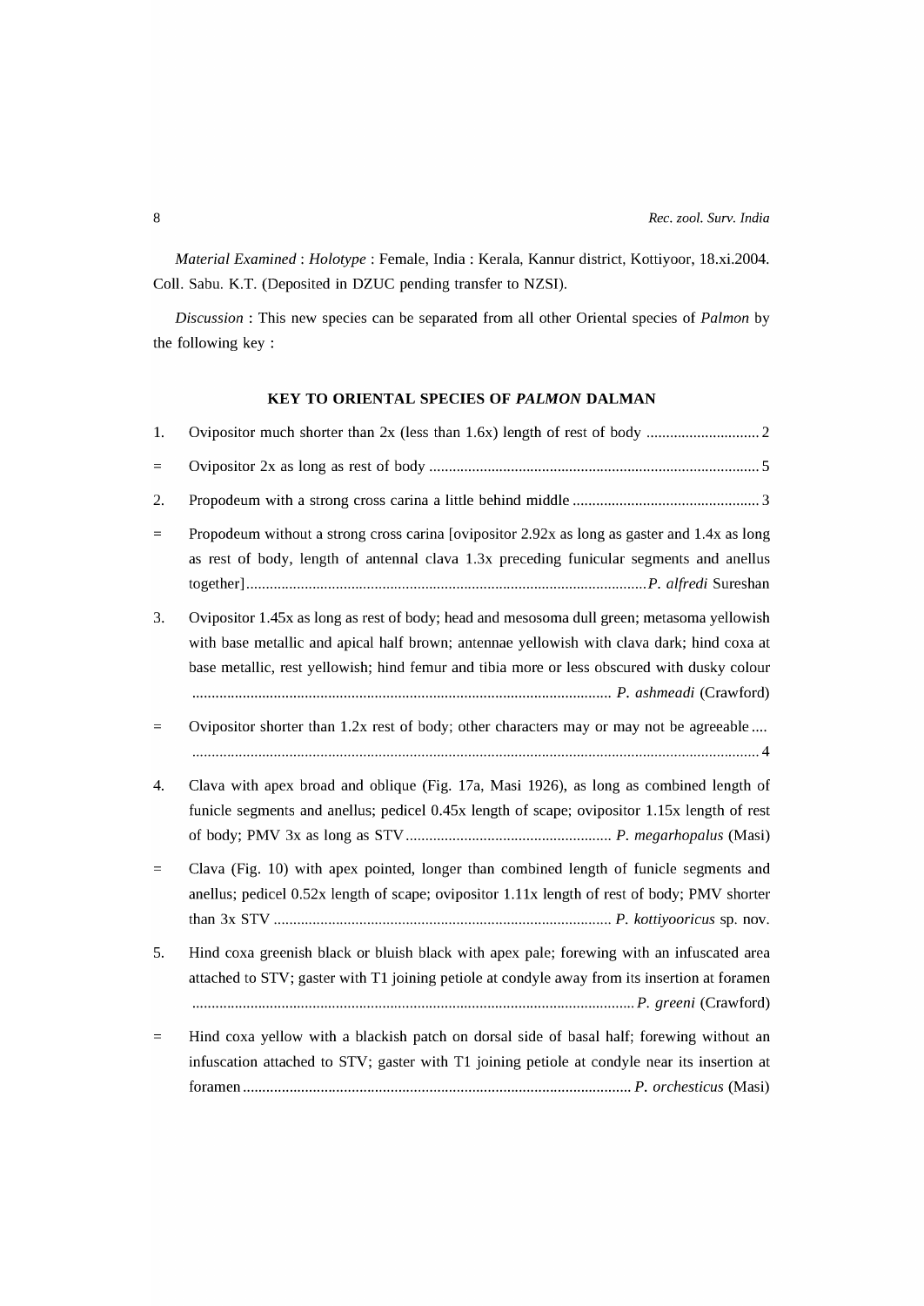*Material Examined* : *Holotype* : Female, India : Kerala, Kannur district, Kottiyoor, 18.xi.2004. Coll. Sabu. K.T. (Deposited in DZUC pending transfer to NZSI).

*Discussion* : This new species can be separated from all other Oriental species of *Palmon* by the following key :

## KEY TO ORIENTAL SPECIES OF *PALMON* DALMAN

1. Ovipositor much shorter than 2x (less than 1.6x) length of rest of body ............................. 2

= Ovipositor 2x as long as rest of body .................................................................................... 5

2. Propodeum with a strong cross carina a little behind middle ................................................ 3

= Propodeum without a strong cross carina [ovipositor 2.92x as long as gaster and 1.4x as long as rest of body, length of antennal clava 1.3x preceding funicular segments and anellus together] ...................................................................................................... *P. alfredi* Sureshan

3. Ovipositor 1.45x as long as rest of body; head and mesosoma dull green; metasoma yellowish with base metallic and apical half brown; antennae yellowish with clava dark; hind coxa at base metallic, rest yellowish; hind femur and tibia more or less obscured with dusky colour .......................................................................................................... *P. ashmeadi* (Crawford)

= Ovipositor shorter than 1.2x rest of body; other characters may or may not be agreeable .... ................................................................................................................................................ 4

4. Clava with apex broad and oblique (Fig. 17a, Masi 1926), as long as combined length of funicle segments and anellus; pedicel 0.45x length of scape; ovipositor 1.15x length of rest of body; PMV 3x as long as STV ..................................................... *P. megarhopalus* (Masi)

= Clava (Fig. 10) with apex pointed, longer than combined length of funicle segments and anellus; pedicel 0.52x length of scape; ovipositor 1.11x length of rest of body; PMV shorter than 3x STV ...................................................................................... *P. kottiyooricus* sp. nov.

5. Hind coxa greenish black or bluish black with apex pale; forewing with an infuscated area attached to STV; gaster with T1 joining petiole at condyle away from its insertion at foramen ................................................................................................................ *P. greeni* (Crawford)

= Hind coxa yellow with a blackish patch on dorsal side of basal half; forewing without an infuscation attached to STV; gaster with T1 joining petiole at condyle near its insertion at foramen ................................................................................................... *P. orchesticus* (Masi)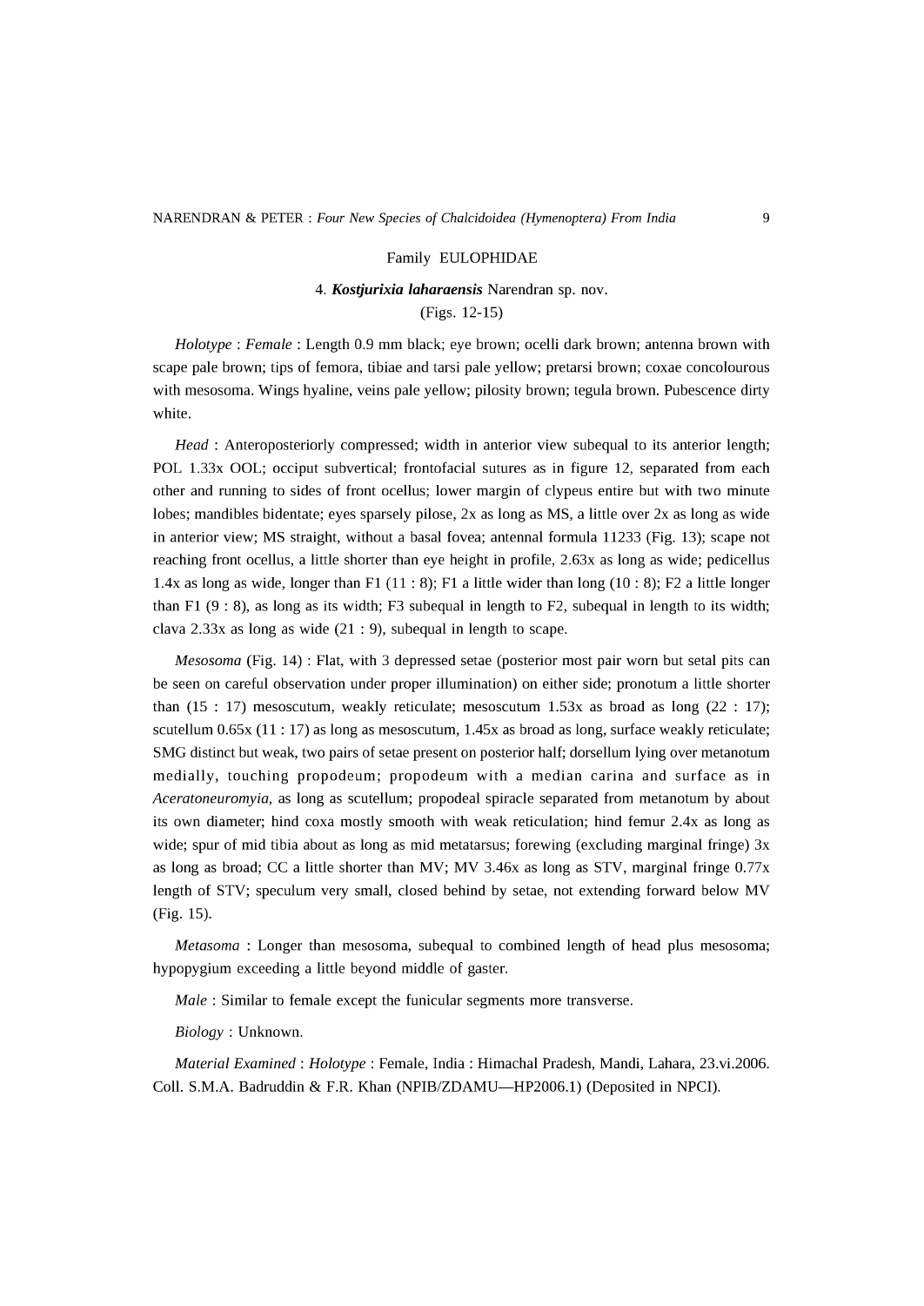## Family EULOPHIDAE

### 4. ***Kostjurixia laharaensis*** Narendran sp. nov.

(Figs. 12-15)

*Holotype* : *Female* : Length 0.9 mm black; eye brown; ocelli dark brown; antenna brown with scape pale brown; tips of femora, tibiae and tarsi pale yellow; pretarsi brown; coxae concolourous with mesosoma. Wings hyaline, veins pale yellow; pilosity brown; tegula brown. Pubescence dirty white.

*Head* : Anteroposteriorly compressed; width in anterior view subequal to its anterior length; POL 1.33x OOL; occiput subvertical; frontofacial sutures as in figure 12, separated from each other and running to sides of front ocellus; lower margin of clypeus entire but with two minute lobes; mandibles bidentate; eyes sparsely pilose, 2x as long as MS, a little over 2x as long as wide in anterior view; MS straight, without a basal fovea; antennal formula 11233 (Fig. 13); scape not reaching front ocellus, a little shorter than eye height in profile, 2.63x as long as wide; pedicellus 1.4x as long as wide, longer than F1 (11 : 8); F1 a little wider than long (10 : 8); F2 a little longer than F1 (9 : 8), as long as its width; F3 subequal in length to F2, subequal in length to its width; clava 2.33x as long as wide (21 : 9), subequal in length to scape.

*Mesosoma* (Fig. 14) : Flat, with 3 depressed setae (posterior most pair worn but setal pits can be seen on careful observation under proper illumination) on either side; pronotum a little shorter than (15 : 17) mesoscutum, weakly reticulate; mesoscutum 1.53x as broad as long (22 : 17); scutellum 0.65x (11 : 17) as long as mesoscutum, 1.45x as broad as long, surface weakly reticulate; SMG distinct but weak, two pairs of setae present on posterior half; dorsellum lying over metanotum medially, touching propodeum; propodeum with a median carina and surface as in *Aceratoneuromyia*, as long as scutellum; propodeal spiracle separated from metanotum by about its own diameter; hind coxa mostly smooth with weak reticulation; hind femur 2.4x as long as wide; spur of mid tibia about as long as mid metatarsus; forewing (excluding marginal fringe) 3x as long as broad; CC a little shorter than MV; MV 3.46x as long as STV, marginal fringe 0.77x length of STV; speculum very small, closed behind by setae, not extending forward below MV (Fig. 15).

*Metasoma* : Longer than mesosoma, subequal to combined length of head plus mesosoma; hypopygium exceeding a little beyond middle of gaster.

*Male* : Similar to female except the funicular segments more transverse.

*Biology* : Unknown.

*Material Examined* : *Holotype* : Female, India : Himachal Pradesh, Mandi, Lahara, 23.vi.2006. Coll. S.M.A. Badruddin & F.R. Khan (NPIB/ZDAMU—HP2006.1) (Deposited in NPCI).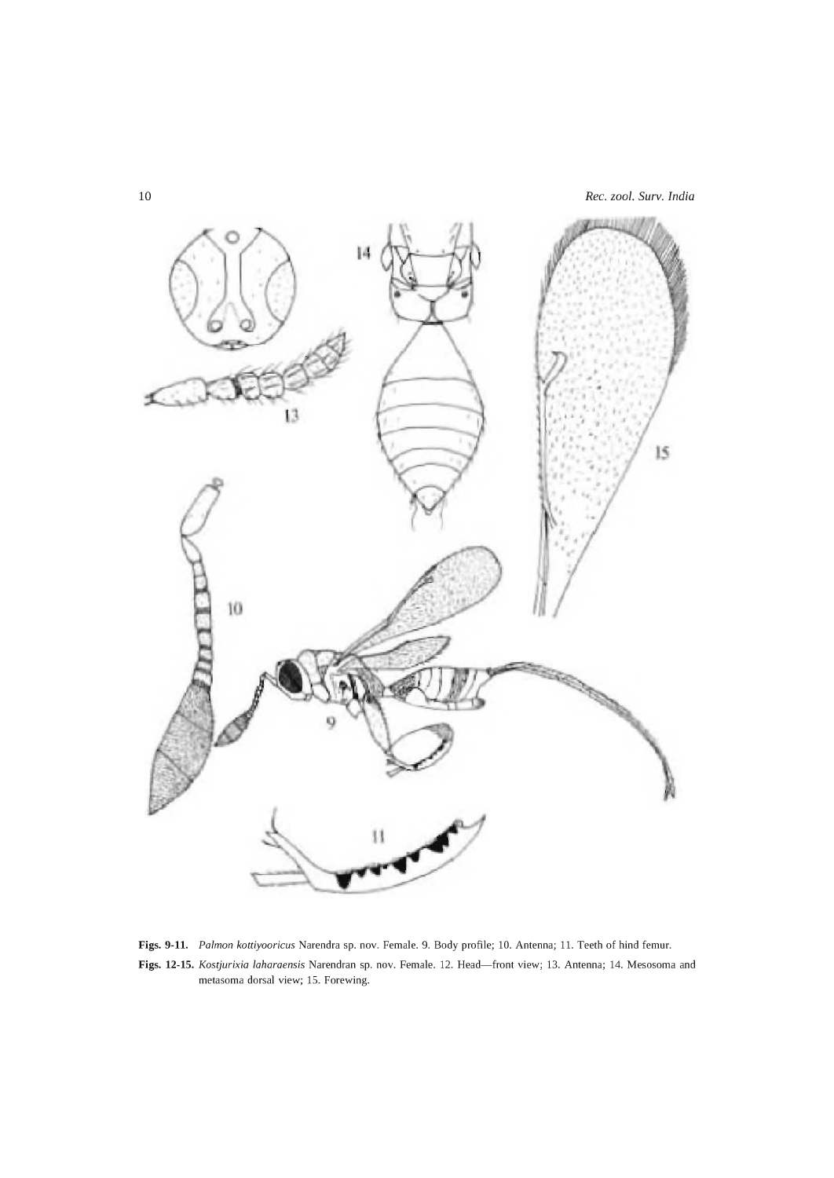**Figs. 9-11.** *Palmon kottiyooricus* Narendra sp. nov. Female. 9. Body profile; 10. Antenna; 11. Teeth of hind femur.

**Figs. 12-15.** *Kostjurixia laharaensis* Narendran sp. nov. Female. 12. Head—front view; 13. Antenna; 14. Mesosoma and metasoma dorsal view; 15. Forewing.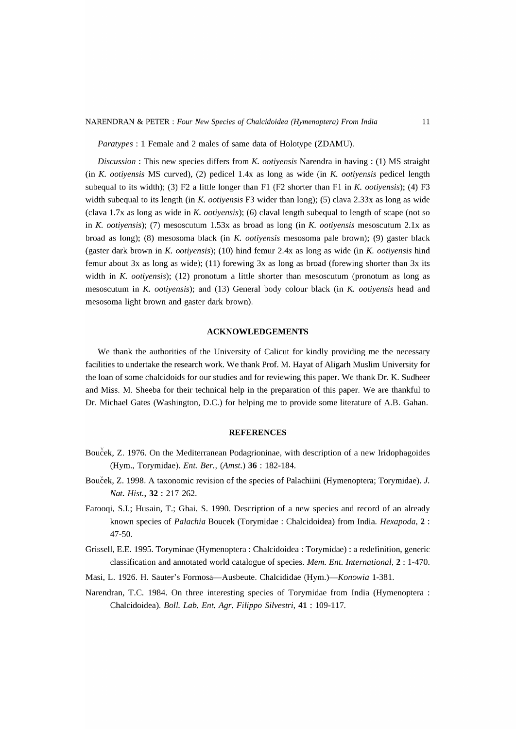*Paratypes* : 1 Female and 2 males of same data of Holotype (ZDAMU).

*Discussion* : This new species differs from *K. ootiyensis* Narendra in having : (1) MS straight (in *K. ootiyensis* MS curved), (2) pedicel 1.4x as long as wide (in *K. ootiyensis* pedicel length subequal to its width); (3) F2 a little longer than F1 (F2 shorter than F1 in *K. ootiyensis*); (4) F3 width subequal to its length (in *K. ootiyensis* F3 wider than long); (5) clava 2.33x as long as wide (clava 1.7x as long as wide in *K. ootiyensis*); (6) claval length subequal to length of scape (not so in *K. ootiyensis*); (7) mesoscutum 1.53x as broad as long (in *K. ootiyensis* mesoscutum 2.1x as broad as long); (8) mesosoma black (in *K. ootiyensis* mesosoma pale brown); (9) gaster black (gaster dark brown in *K. ootiyensis*); (10) hind femur 2.4x as long as wide (in *K. ootiyensis* hind femur about 3x as long as wide); (11) forewing 3x as long as broad (forewing shorter than 3x its width in *K. ootiyensis*); (12) pronotum a little shorter than mesoscutum (pronotum as long as mesoscutum in *K. ootiyensis*); and (13) General body colour black (in *K. ootiyensis* head and mesosoma light brown and gaster dark brown).

## ACKNOWLEDGEMENTS

We thank the authorities of the University of Calicut for kindly providing me the necessary facilities to undertake the research work. We thank Prof. M. Hayat of Aligarh Muslim University for the loan of some chalcidoids for our studies and for reviewing this paper. We thank Dr. K. Sudheer and Miss. M. Sheeba for their technical help in the preparation of this paper. We are thankful to Dr. Michael Gates (Washington, D.C.) for helping me to provide some literature of A.B. Gahan.

## REFERENCES

Bouček, Z. 1976. On the Mediterranean Podagrioninae, with description of a new Iridophagoides (Hym., Torymidae). *Ent. Ber.*, (*Amst.*) **36** : 182-184.

Bouček, Z. 1998. A taxonomic revision of the species of Palachiini (Hymenoptera; Torymidae). *J. Nat. Hist.*, **32** : 217-262.

Farooqi, S.I.; Husain, T.; Ghai, S. 1990. Description of a new species and record of an already known species of *Palachia* Boucek (Torymidae : Chalcidoidea) from India. *Hexapoda*, **2** : 47-50.

Grissell, E.E. 1995. Toryminae (Hymenoptera : Chalcidoidea : Torymidae) : a redefinition, generic classification and annotated world catalogue of species. *Mem. Ent. International*, **2** : 1-470.

Masi, L. 1926. H. Sauter's Formosa—Ausbeute. Chalcididae (Hym.)—*Konowia* 1-381.

Narendran, T.C. 1984. On three interesting species of Torymidae from India (Hymenoptera : Chalcidoidea). *Boll. Lab. Ent. Agr. Filippo Silvestri*, **41** : 109-117.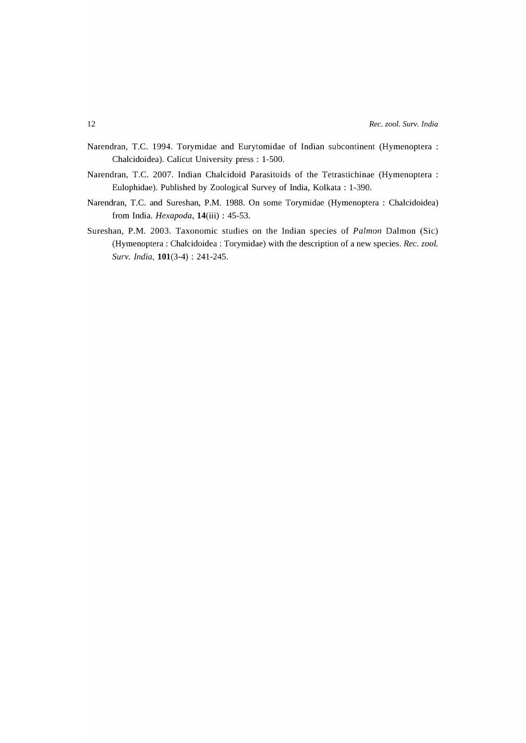Narendran, T.C. 1994. Torymidae and Eurytomidae of Indian subcontinent (Hymenoptera : Chalcidoidea). Calicut University press : 1-500.

Narendran, T.C. 2007. Indian Chalcidoid Parasitoids of the Tetrastichinae (Hymenoptera : Eulophidae). Published by Zoological Survey of India, Kolkata : 1-390.

Narendran, T.C. and Sureshan, P.M. 1988. On some Torymidae (Hymenoptera : Chalcidoidea) from India. *Hexapoda*, **14**(iii) : 45-53.

Sureshan, P.M. 2003. Taxonomic studies on the Indian species of *Palmon* Dalmon (Sic) (Hymenoptera : Chalcidoidea : Torymidae) with the description of a new species. *Rec. zool. Surv. India*, **101**(3-4) : 241-245.